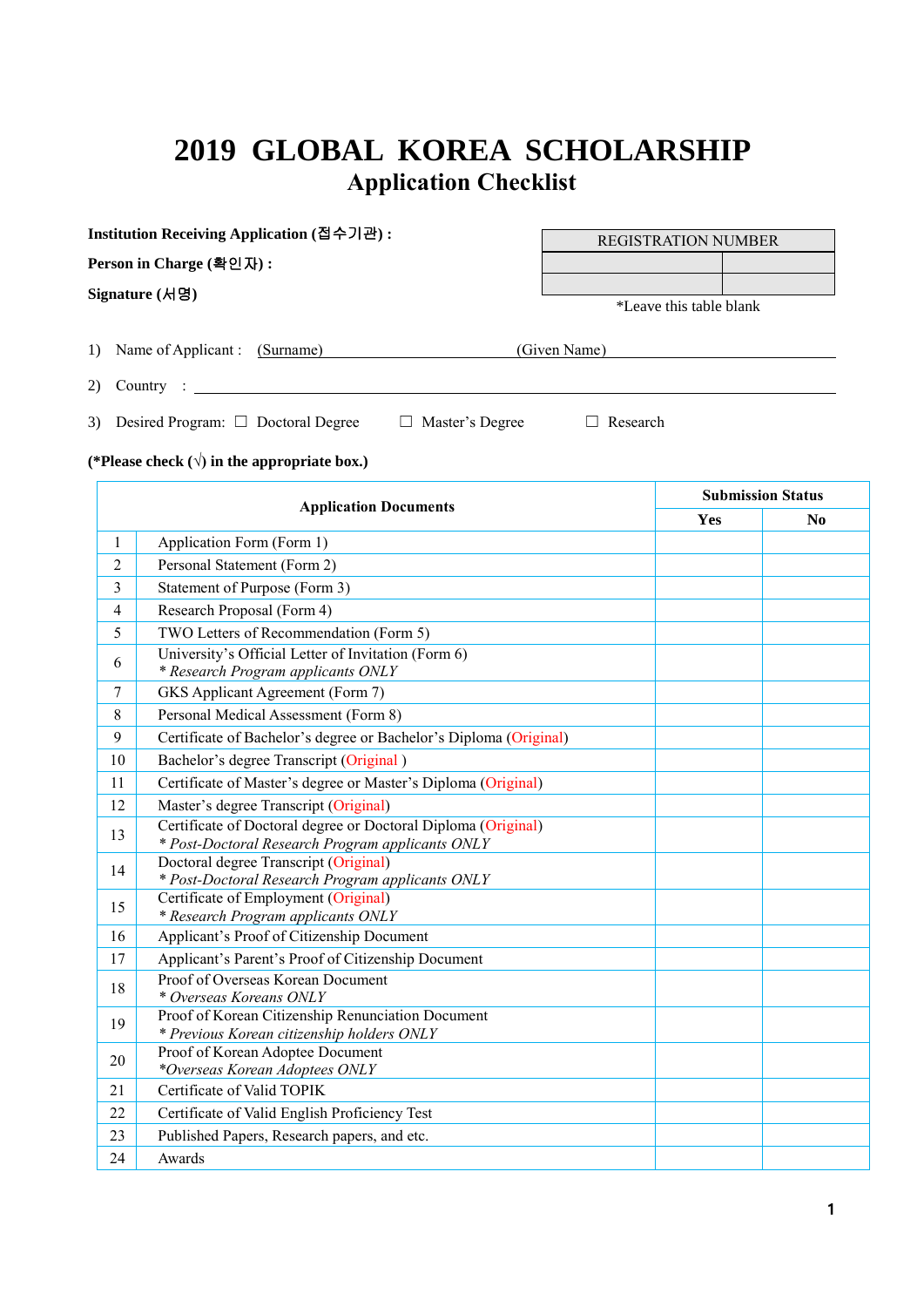# 2019 GLOBAL KOREA SCHOLARSHIP

## Application Checklist

**Institution Receiving Application (접수기관) :**

**Person in Charge (확인자) :**

**Signature (서명)**

| REGISTRATION NUMBER | |
|---|---|
| | |
| | |

*Leave this table blank

1) Name of Applicant : (Surname) \_\_\_\_\_\_\_\_\_\_\_\_\_\_\_\_ (Given Name) \_\_\_\_\_\_\_\_\_\_\_\_\_\_\_\_

2) Country : \_\_\_\_\_\_\_\_\_\_\_\_\_\_\_\_\_\_\_\_\_\_\_\_\_\_\_\_\_\_\_\_

3) Desired Program: ☐ Doctoral Degree ☐ Master's Degree ☐ Research

**(*Please check (√) in the appropriate box.)**

| | Application Documents | Submission Status | |
|---|---|---|---|
| | | **Yes** | **No** |
| 1 | Application Form (Form 1) | | |
| 2 | Personal Statement (Form 2) | | |
| 3 | Statement of Purpose (Form 3) | | |
| 4 | Research Proposal (Form 4) | | |
| 5 | TWO Letters of Recommendation (Form 5) | | |
| 6 | University's Official Letter of Invitation (Form 6)<br>*\* Research Program applicants ONLY* | | |
| 7 | GKS Applicant Agreement (Form 7) | | |
| 8 | Personal Medical Assessment (Form 8) | | |
| 9 | Certificate of Bachelor's degree or Bachelor's Diploma (Original) | | |
| 10 | Bachelor's degree Transcript (Original ) | | |
| 11 | Certificate of Master's degree or Master's Diploma (Original) | | |
| 12 | Master's degree Transcript (Original) | | |
| 13 | Certificate of Doctoral degree or Doctoral Diploma (Original)<br>*\* Post-Doctoral Research Program applicants ONLY* | | |
| 14 | Doctoral degree Transcript (Original)<br>*\* Post-Doctoral Research Program applicants ONLY* | | |
| 15 | Certificate of Employment (Original)<br>*\* Research Program applicants ONLY* | | |
| 16 | Applicant's Proof of Citizenship Document | | |
| 17 | Applicant's Parent's Proof of Citizenship Document | | |
| 18 | Proof of Overseas Korean Document<br>*\* Overseas Koreans ONLY* | | |
| 19 | Proof of Korean Citizenship Renunciation Document<br>*\* Previous Korean citizenship holders ONLY* | | |
| 20 | Proof of Korean Adoptee Document<br>*\*Overseas Korean Adoptees ONLY* | | |
| 21 | Certificate of Valid TOPIK | | |
| 22 | Certificate of Valid English Proficiency Test | | |
| 23 | Published Papers, Research papers, and etc. | | |
| 24 | Awards | | |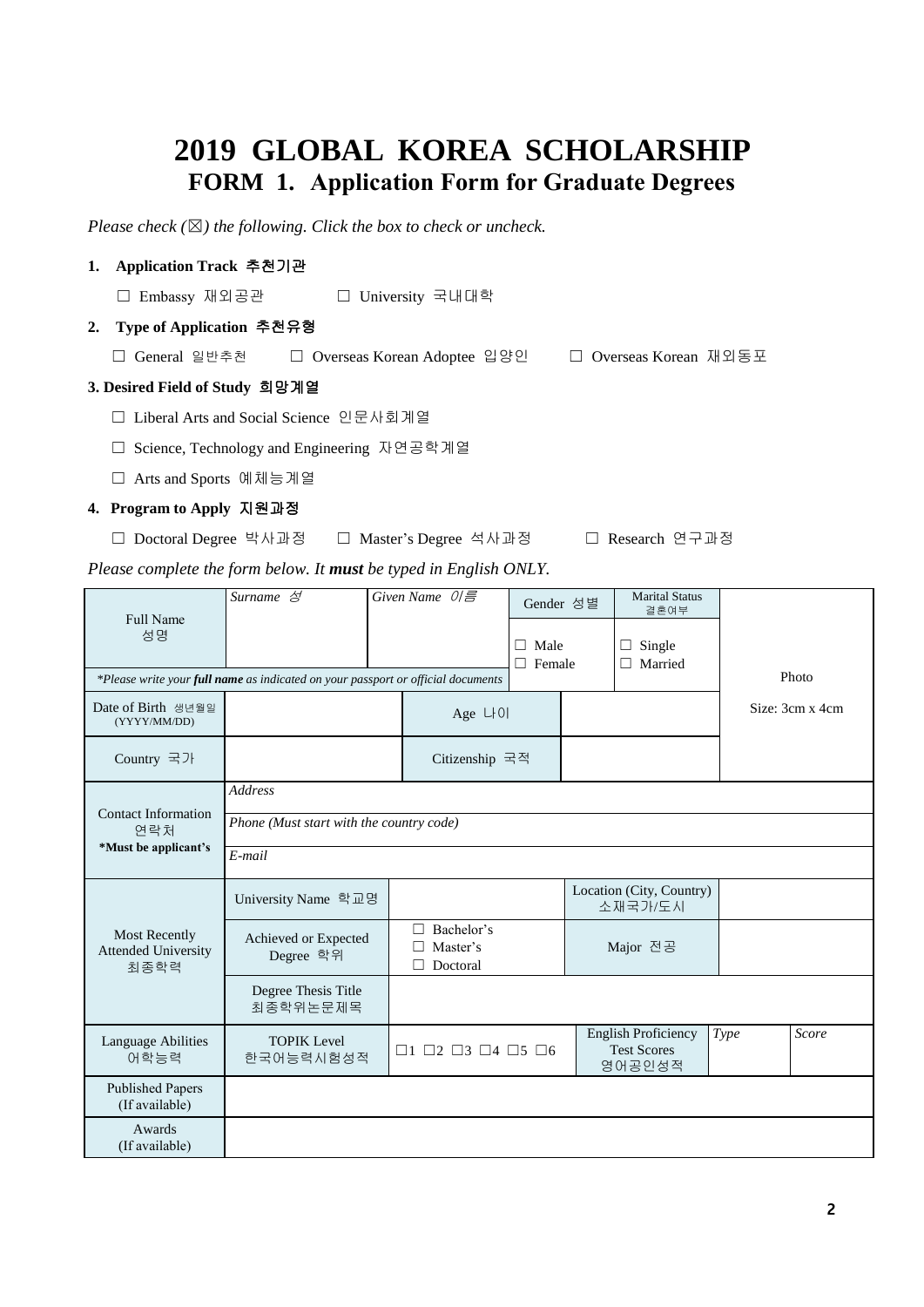# 2019 GLOBAL KOREA SCHOLARSHIP

## FORM 1. Application Form for Graduate Degrees

*Please check (☒) the following. Click the box to check or uncheck.*

**1. Application Track 추천기관**

☐ Embassy 재외공관 ☐ University 국내대학

**2. Type of Application 추천유형**

☐ General 일반추천 ☐ Overseas Korean Adoptee 입양인 ☐ Overseas Korean 재외동포

**3. Desired Field of Study 희망계열**

☐ Liberal Arts and Social Science 인문사회계열

☐ Science, Technology and Engineering 자연공학계열

☐ Arts and Sports 예체능계열

**4. Program to Apply 지원과정**

☐ Doctoral Degree 박사과정 ☐ Master's Degree 석사과정 ☐ Research 연구과정

*Please complete the form below. It **must** be typed in English ONLY.*

| | | | | | | | |
|---|---|---|---|---|---|---|---|
| Full Name 성명 | *Surname 성* | *Given Name 이름* | Gender 성별 | | Marital Status 결혼여부 | Photo Size: 3cm x 4cm | |
| | | | ☐ Male ☐ Female | | ☐ Single ☐ Married | | |
| *\*Please write your **full name** as indicated on your passport or official documents* | | | | | | | |
| Date of Birth 생년월일 (YYYY/MM/DD) | | Age 나이 | | | | | |
| Country 국가 | | Citizenship 국적 | | | | | |
| Contact Information 연락처 **\*Must be applicant's** | *Address* | | | | | | |
| | *Phone (Must start with the country code)* | | | | | | |
| | *E-mail* | | | | | | |
| Most Recently Attended University 최종학력 | University Name 학교명 | | | Location (City, Country) 소재국가/도시 | | | |
| | Achieved or Expected Degree 학위 | ☐ Bachelor's ☐ Master's ☐ Doctoral | | Major 전공 | | | |
| | Degree Thesis Title 최종학위논문제목 | | | | | | |
| Language Abilities 어학능력 | TOPIK Level 한국어능력시험성적 | ☐1 ☐2 ☐3 ☐4 ☐5 ☐6 | | English Proficiency Test Scores 영어공인성적 | | *Type* | *Score* |
| Published Papers (If available) | | | | | | | |
| Awards (If available) | | | | | | | |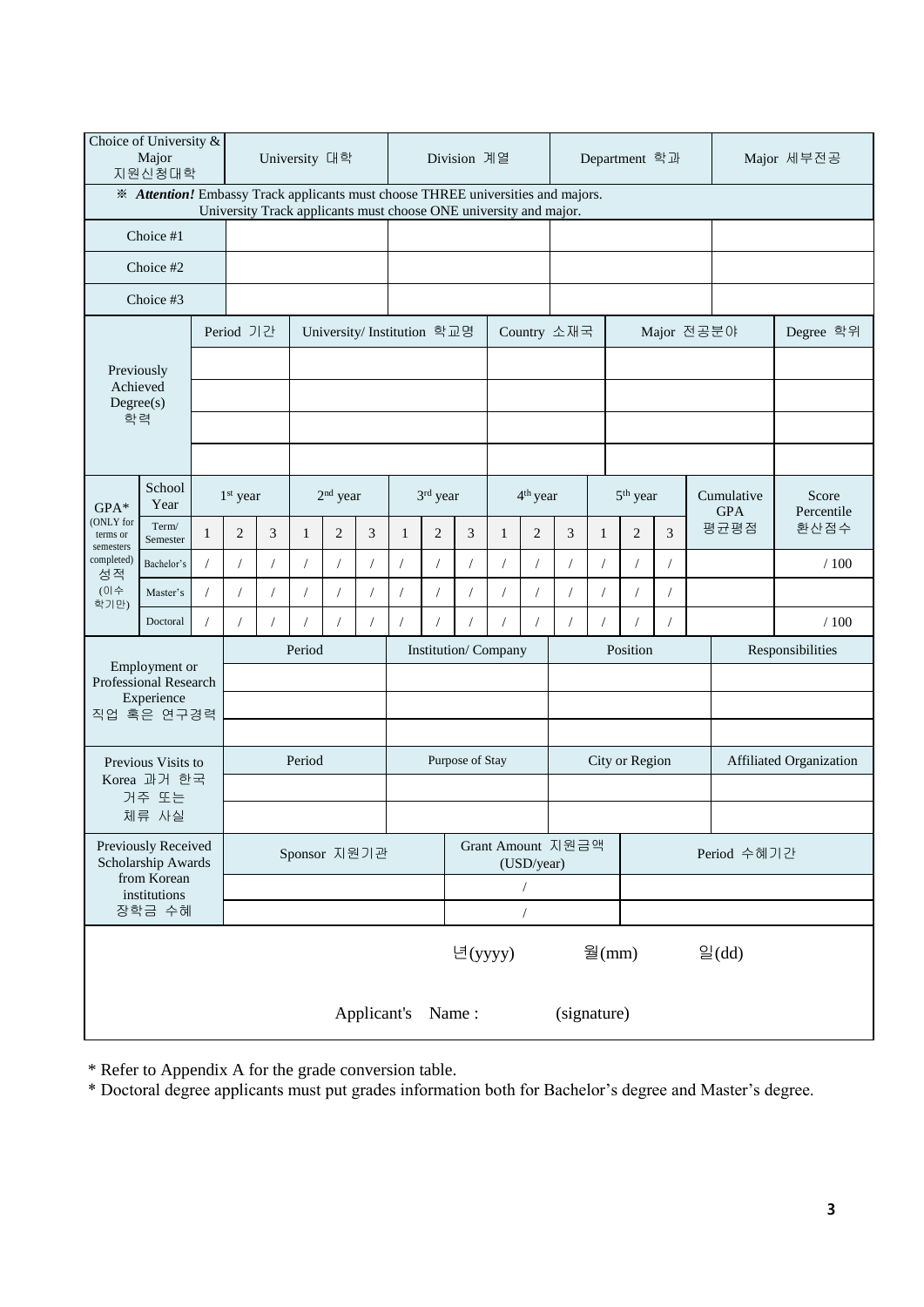| Choice of University & Major 지원신청대학 | University 대학 | Division 계열 | Department 학과 | Major 세부전공 |
|---|---|---|---|---|
| ※ ***Attention!*** Embassy Track applicants must choose THREE universities and majors. University Track applicants must choose ONE university and major. | | | | |
| Choice #1 | | | | |
| Choice #2 | | | | |
| Choice #3 | | | | |

| Previously Achieved Degree(s) 학력 | Period 기간 | University/ Institution 학교명 | Country 소재국 | Major 전공분야 | Degree 학위 |
|---|---|---|---|---|---|
| | | | | | |
| | | | | | |
| | | | | | |
| | | | | | |

| GPA* (ONLY for terms or semesters completed) 성적 (이수 학기만) | School Year | 1st year | | | 2nd year | | | 3rd year | | | 4th year | | | 5th year | | | Cumulative GPA 평균평점 | Score Percentile 환산점수 |
|---|---|---|---|---|---|---|---|---|---|---|---|---|---|---|---|---|---|---|
| | Term/ Semester | 1 | 2 | 3 | 1 | 2 | 3 | 1 | 2 | 3 | 1 | 2 | 3 | 1 | 2 | 3 | | |
| | Bachelor's | / | / | / | / | / | / | / | / | / | / | / | / | / | / | / | | / 100 |
| | Master's | / | / | / | / | / | / | / | / | / | / | / | / | / | / | / | | |
| | Doctoral | / | / | / | / | / | / | / | / | / | / | / | / | / | / | / | | / 100 |

| Employment or Professional Research Experience 직업 혹은 연구경력 | Period | Institution/ Company | Position | Responsibilities |
|---|---|---|---|---|
| | | | | |
| | | | | |
| | | | | |

| Previous Visits to Korea 과거 한국 거주 또는 체류 사실 | Period | Purpose of Stay | City or Region | Affiliated Organization |
|---|---|---|---|---|
| | | | | |
| | | | | |

| Previously Received Scholarship Awards from Korean institutions 장학금 수혜 | Sponsor 지원기관 | Grant Amount 지원금액 (USD/year) | Period 수혜기간 |
|---|---|---|---|
| | | / | |
| | | / | |

년(yyyy) 월(mm) 일(dd)

Applicant's Name : (signature)

* Refer to Appendix A for the grade conversion table.
* Doctoral degree applicants must put grades information both for Bachelor's degree and Master's degree.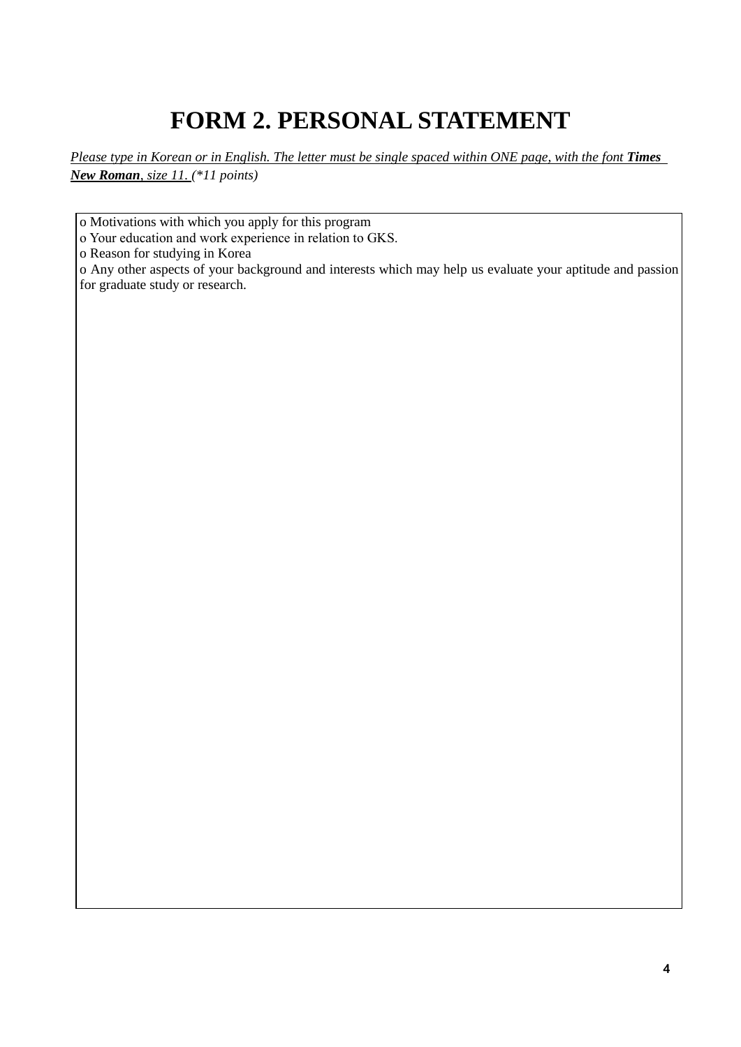# FORM 2. PERSONAL STATEMENT

*Please type in Korean or in English. The letter must be single spaced within ONE page, with the font* ***Times New Roman****, size 11. (*11 points)*

| o Motivations with which you apply for this program<br>o Your education and work experience in relation to GKS.<br>o Reason for studying in Korea<br>o Any other aspects of your background and interests which may help us evaluate your aptitude and passion for graduate study or research. |
|---|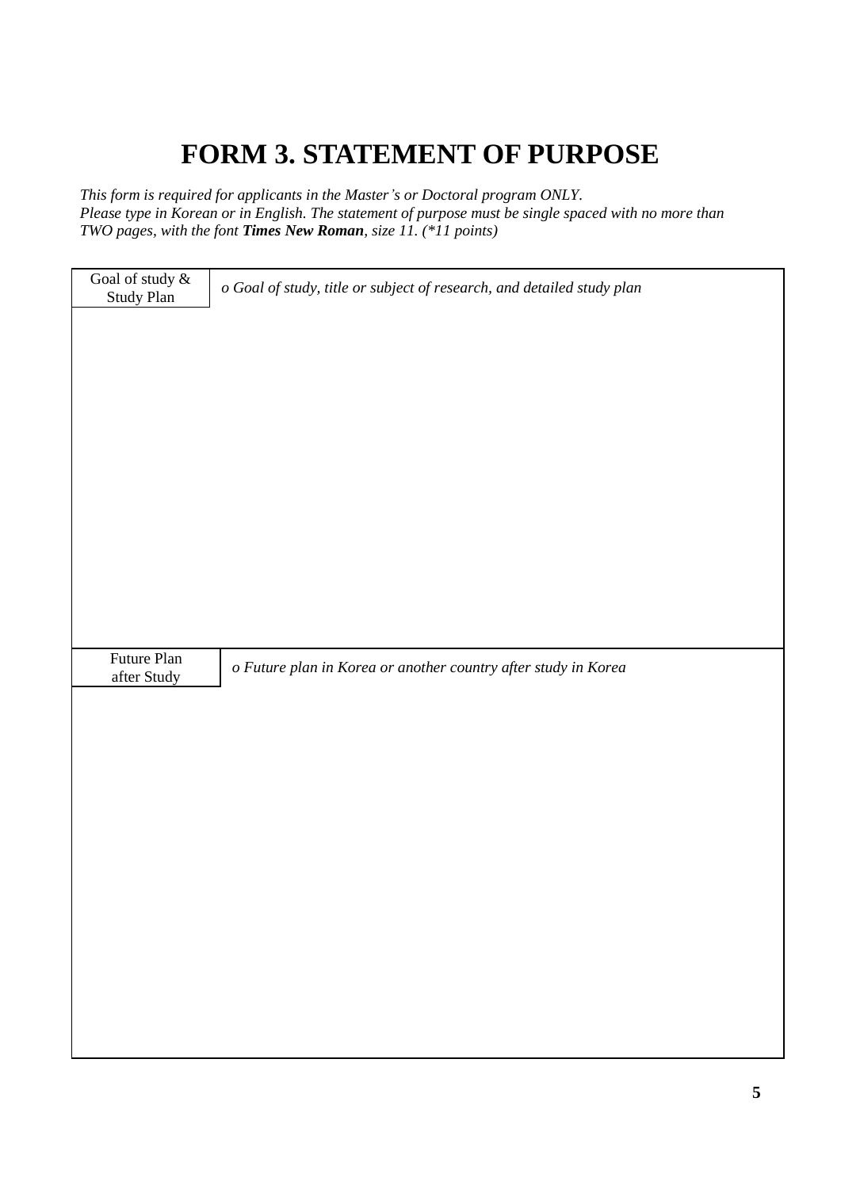# FORM 3. STATEMENT OF PURPOSE

*This form is required for applicants in the Master's or Doctoral program ONLY.*
*Please type in Korean or in English. The statement of purpose must be single spaced with no more than TWO pages, with the font **Times New Roman**, size 11. (*11 points)*

| Goal of study & Study Plan | *o Goal of study, title or subject of research, and detailed study plan* |
|---|---|
| | |
| Future Plan after Study | *o Future plan in Korea or another country after study in Korea* |
| | |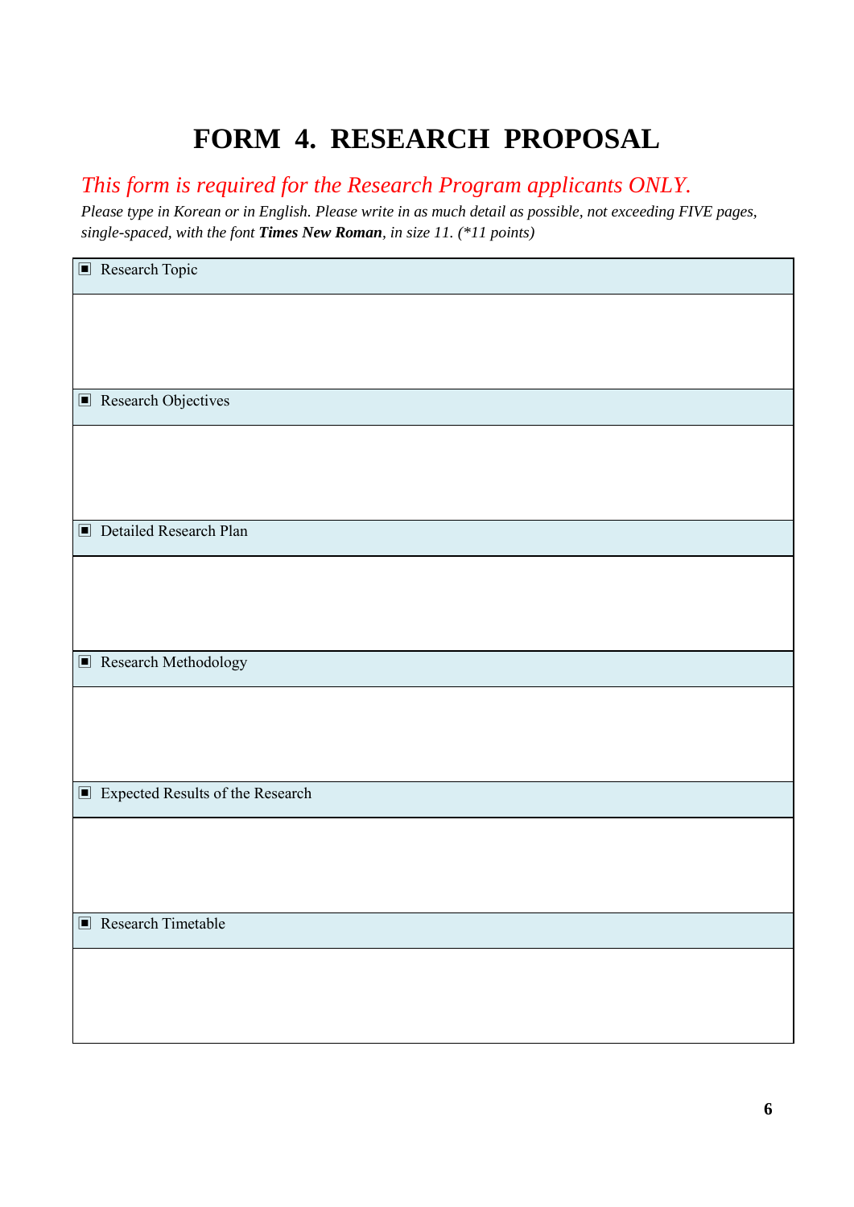# FORM 4. RESEARCH PROPOSAL

*This form is required for the Research Program applicants ONLY.*

*Please type in Korean or in English. Please write in as much detail as possible, not exceeding FIVE pages, single-spaced, with the font **Times New Roman**, in size 11. (*11 points)*

| ▣ Research Topic |
| --- |
| |
| ▣ Research Objectives |
| |
| ▣ Detailed Research Plan |
| |
| ▣ Research Methodology |
| |
| ▣ Expected Results of the Research |
| |
| ▣ Research Timetable |
| |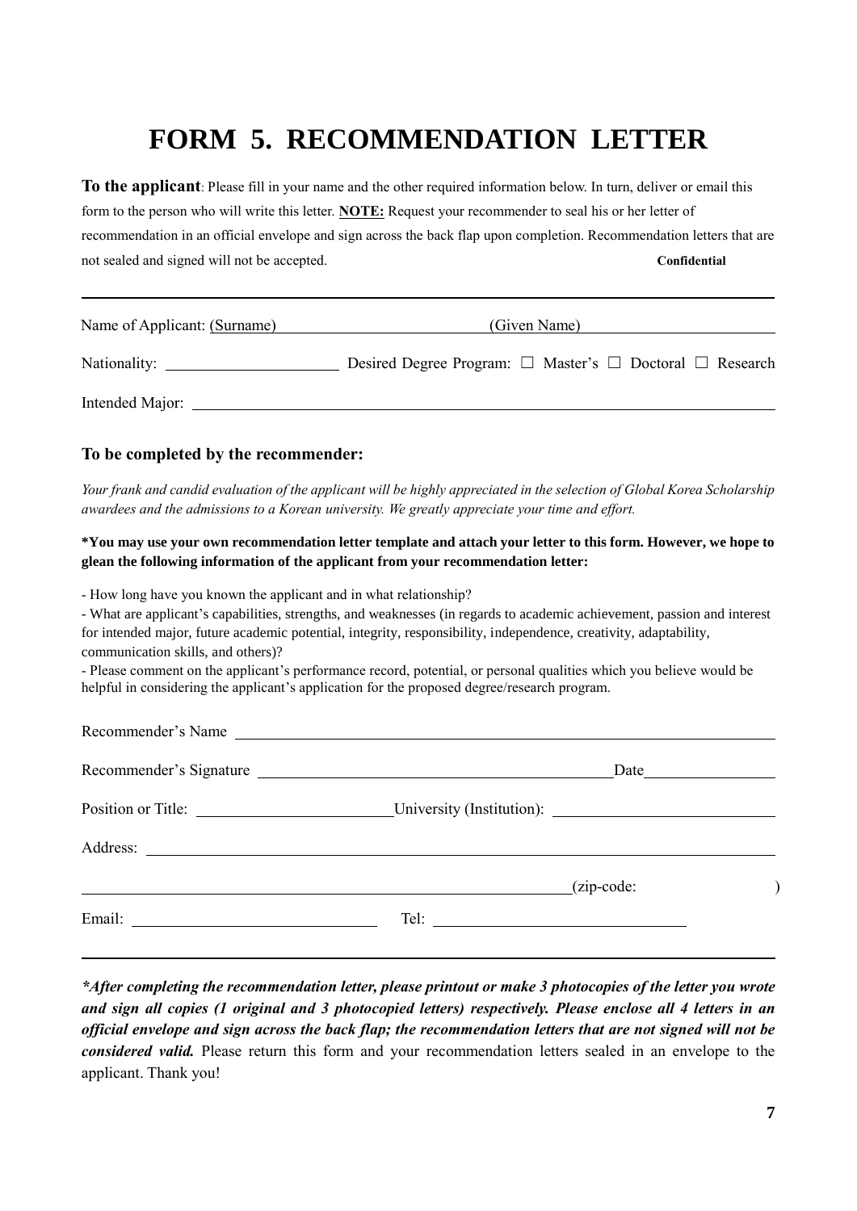# FORM 5. RECOMMENDATION LETTER

**To the applicant**: Please fill in your name and the other required information below. In turn, deliver or email this form to the person who will write this letter. **NOTE:** Request your recommender to seal his or her letter of recommendation in an official envelope and sign across the back flap upon completion. Recommendation letters that are not sealed and signed will not be accepted. **Confidential**

---

Name of Applicant: (Surname) ______________________ (Given Name) ______________________

Nationality: ______________________ Desired Degree Program: ☐ Master's ☐ Doctoral ☐ Research

Intended Major: ______________________________________________

### To be completed by the recommender:

*Your frank and candid evaluation of the applicant will be highly appreciated in the selection of Global Korea Scholarship awardees and the admissions to a Korean university. We greatly appreciate your time and effort.*

**\*You may use your own recommendation letter template and attach your letter to this form. However, we hope to glean the following information of the applicant from your recommendation letter:**

- How long have you known the applicant and in what relationship?
- What are applicant's capabilities, strengths, and weaknesses (in regards to academic achievement, passion and interest for intended major, future academic potential, integrity, responsibility, independence, creativity, adaptability, communication skills, and others)?
- Please comment on the applicant's performance record, potential, or personal qualities which you believe would be helpful in considering the applicant's application for the proposed degree/research program.

Recommender's Name ______________________________________________

Recommender's Signature ______________________________ Date ______________

Position or Title: ______________________ University (Institution): ______________________

Address: ______________________________________________

______________________________________________ (zip-code: )

Email: ______________________ Tel: ______________________

---

***After completing the recommendation letter, please printout or make 3 photocopies of the letter you wrote and sign all copies (1 original and 3 photocopied letters) respectively. Please enclose all 4 letters in an official envelope and sign across the back flap; the recommendation letters that are not signed will not be considered valid.*** Please return this form and your recommendation letters sealed in an envelope to the applicant. Thank you!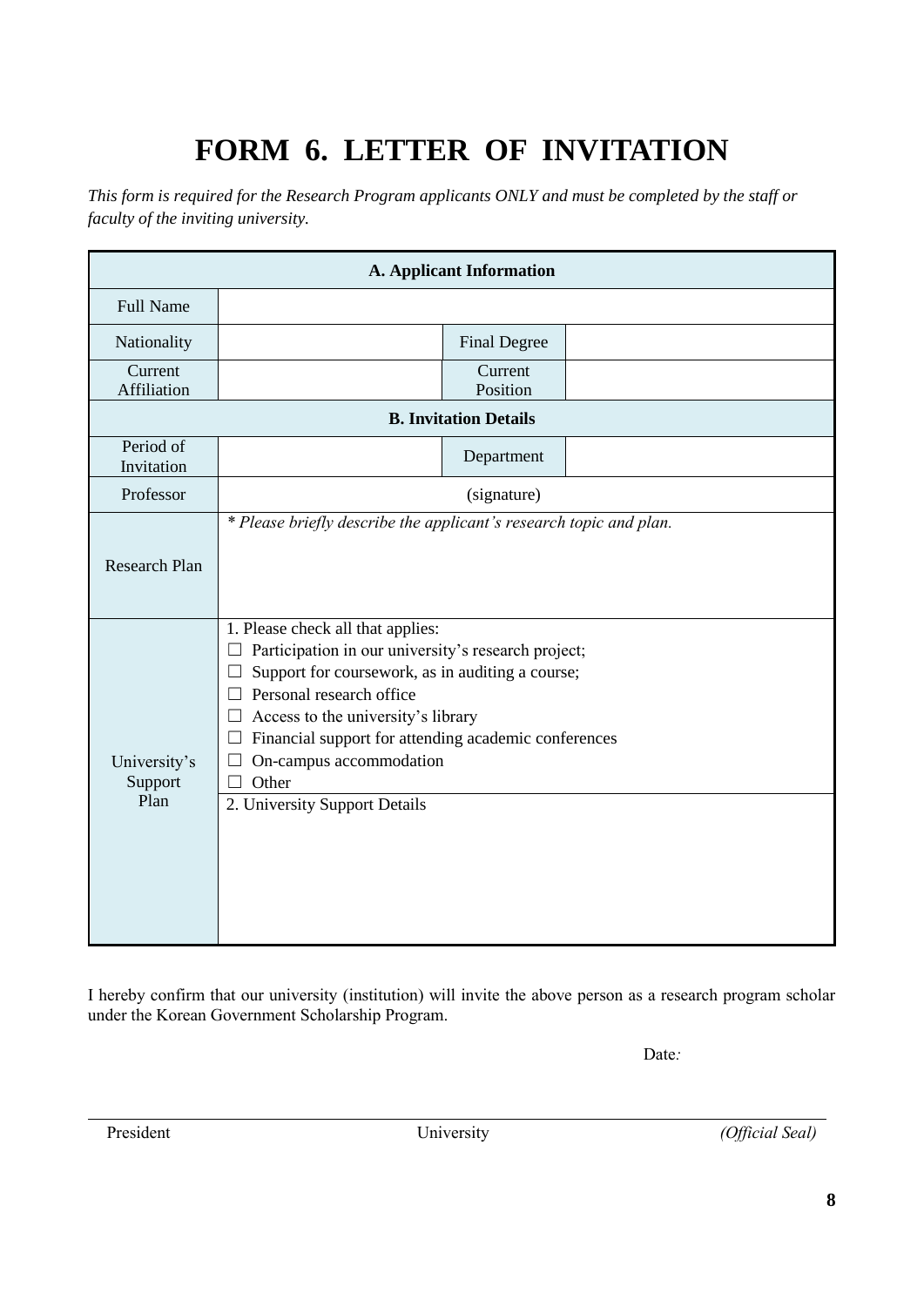# FORM 6. LETTER OF INVITATION

*This form is required for the Research Program applicants ONLY and must be completed by the staff or faculty of the inviting university.*

| A. Applicant Information | | | |
|---|---|---|---|
| Full Name | | | |
| Nationality | | Final Degree | |
| Current Affiliation | | Current Position | |
| **B. Invitation Details** | | | |
| Period of Invitation | | Department | |
| Professor | (signature) | | |
| Research Plan | *\* Please briefly describe the applicant's research topic and plan.* | | |
| University's Support Plan | 1. Please check all that applies:<br>☐ Participation in our university's research project;<br>☐ Support for coursework, as in auditing a course;<br>☐ Personal research office<br>☐ Access to the university's library<br>☐ Financial support for attending academic conferences<br>☐ On-campus accommodation<br>☐ Other | | |
| | 2. University Support Details | | |

I hereby confirm that our university (institution) will invite the above person as a research program scholar under the Korean Government Scholarship Program.

Date:

President University *(Official Seal)*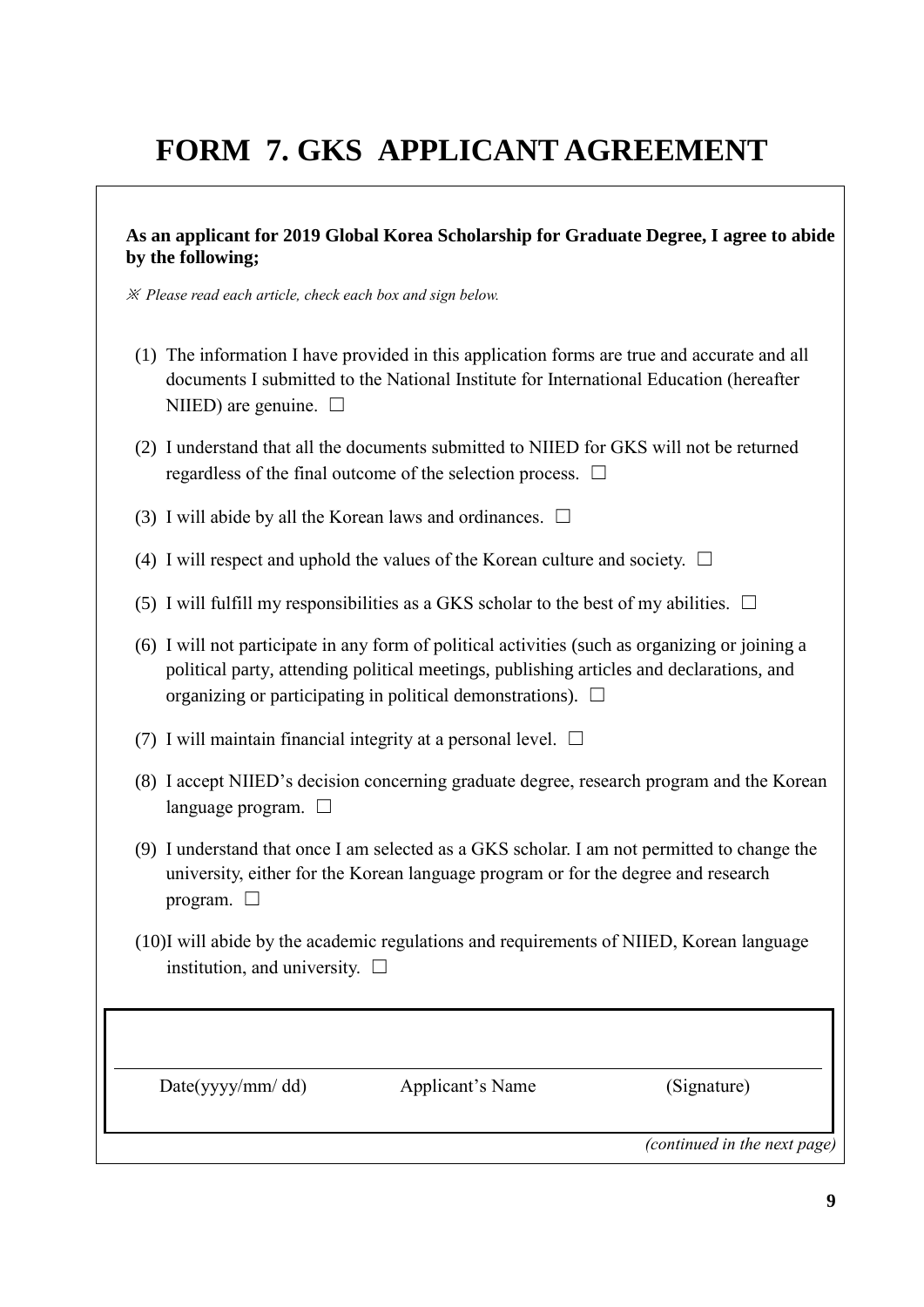# FORM 7. GKS APPLICANT AGREEMENT

**As an applicant for 2019 Global Korea Scholarship for Graduate Degree, I agree to abide by the following;**

*※ Please read each article, check each box and sign below.*

(1) The information I have provided in this application forms are true and accurate and all documents I submitted to the National Institute for International Education (hereafter NIIED) are genuine. ☐

(2) I understand that all the documents submitted to NIIED for GKS will not be returned regardless of the final outcome of the selection process. ☐

(3) I will abide by all the Korean laws and ordinances. ☐

(4) I will respect and uphold the values of the Korean culture and society. ☐

(5) I will fulfill my responsibilities as a GKS scholar to the best of my abilities. ☐

(6) I will not participate in any form of political activities (such as organizing or joining a political party, attending political meetings, publishing articles and declarations, and organizing or participating in political demonstrations). ☐

(7) I will maintain financial integrity at a personal level. ☐

(8) I accept NIIED's decision concerning graduate degree, research program and the Korean language program. ☐

(9) I understand that once I am selected as a GKS scholar. I am not permitted to change the university, either for the Korean language program or for the degree and research program. ☐

(10)I will abide by the academic regulations and requirements of NIIED, Korean language institution, and university. ☐

| Date(yyyy/mm/ dd) | Applicant's Name | (Signature) |
|---|---|---|

*(continued in the next page)*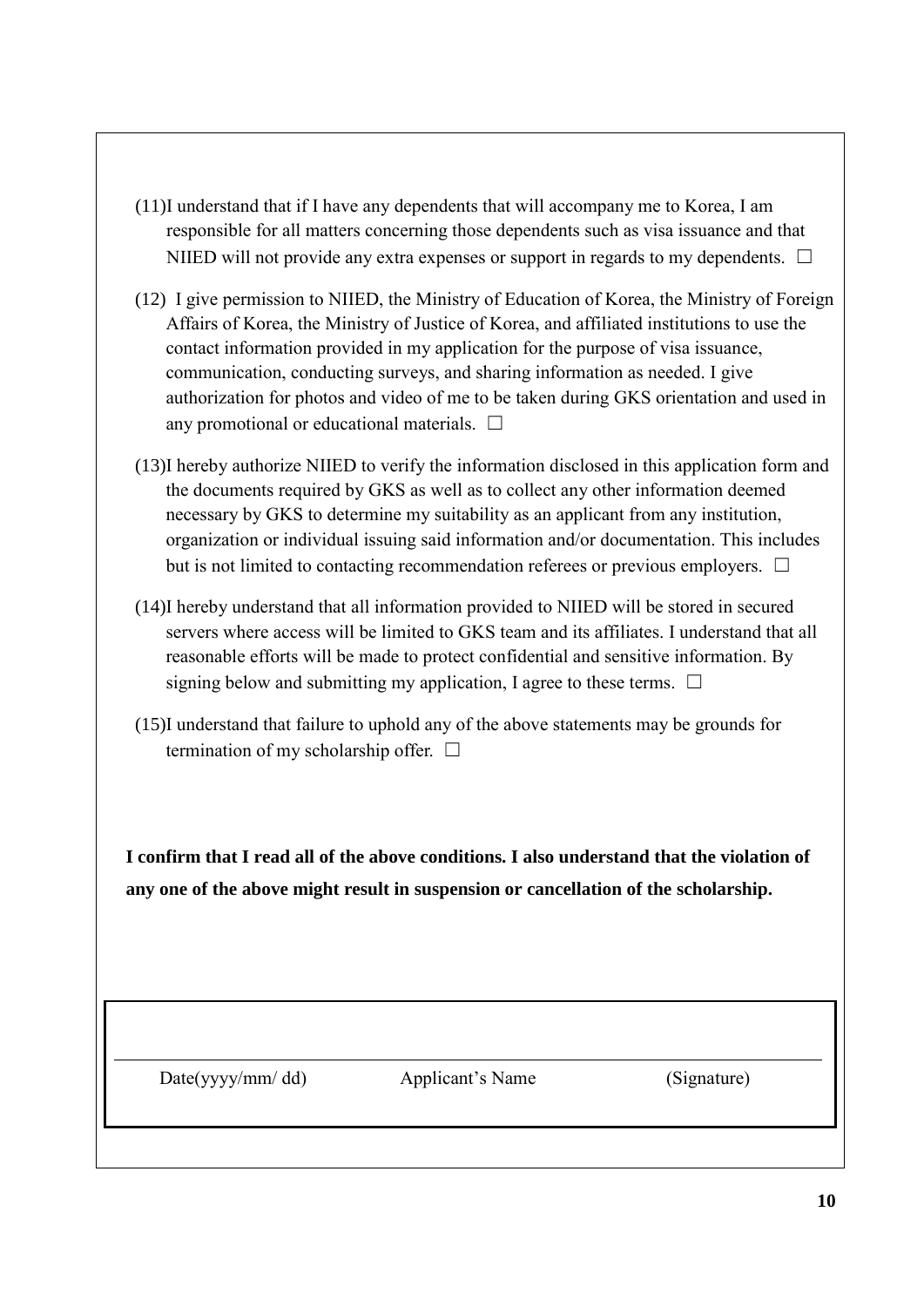(11)I understand that if I have any dependents that will accompany me to Korea, I am responsible for all matters concerning those dependents such as visa issuance and that NIIED will not provide any extra expenses or support in regards to my dependents. ☐

(12) I give permission to NIIED, the Ministry of Education of Korea, the Ministry of Foreign Affairs of Korea, the Ministry of Justice of Korea, and affiliated institutions to use the contact information provided in my application for the purpose of visa issuance, communication, conducting surveys, and sharing information as needed. I give authorization for photos and video of me to be taken during GKS orientation and used in any promotional or educational materials. ☐

(13)I hereby authorize NIIED to verify the information disclosed in this application form and the documents required by GKS as well as to collect any other information deemed necessary by GKS to determine my suitability as an applicant from any institution, organization or individual issuing said information and/or documentation. This includes but is not limited to contacting recommendation referees or previous employers. ☐

(14)I hereby understand that all information provided to NIIED will be stored in secured servers where access will be limited to GKS team and its affiliates. I understand that all reasonable efforts will be made to protect confidential and sensitive information. By signing below and submitting my application, I agree to these terms. ☐

(15)I understand that failure to uphold any of the above statements may be grounds for termination of my scholarship offer. ☐

**I confirm that I read all of the above conditions. I also understand that the violation of any one of the above might result in suspension or cancellation of the scholarship.**

| Date(yyyy/mm/ dd) | Applicant's Name | (Signature) |
|---|---|---|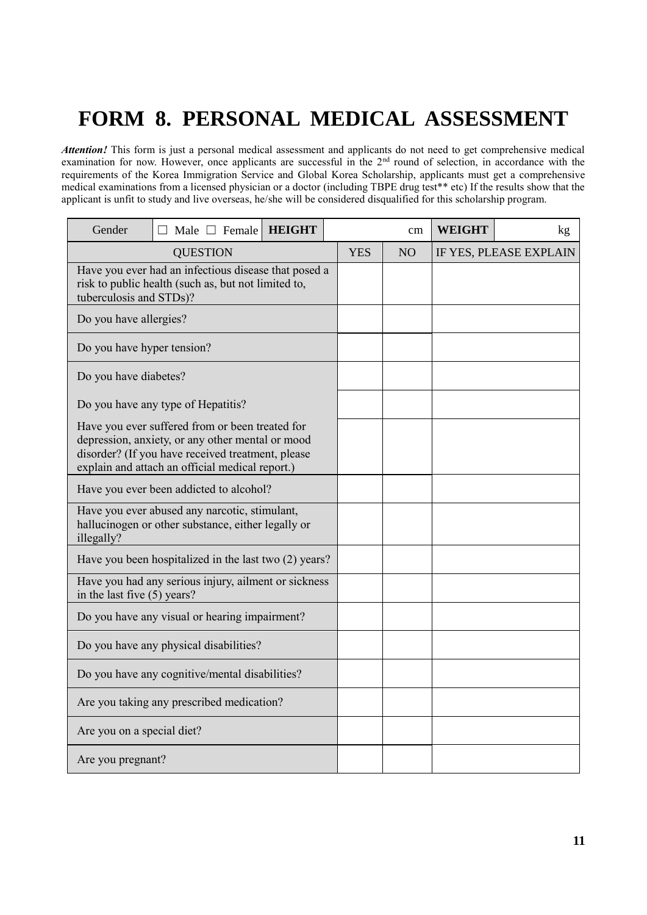# FORM 8. PERSONAL MEDICAL ASSESSMENT

***Attention!*** This form is just a personal medical assessment and applicants do not need to get comprehensive medical examination for now. However, once applicants are successful in the 2nd round of selection, in accordance with the requirements of the Korea Immigration Service and Global Korea Scholarship, applicants must get a comprehensive medical examinations from a licensed physician or a doctor (including TBPE drug test** etc) If the results show that the applicant is unfit to study and live overseas, he/she will be considered disqualified for this scholarship program.

| Gender | ☐ Male ☐ Female | **HEIGHT** | cm | **WEIGHT** | kg |
|---|---|---|---|---|---|
| QUESTION | | YES | NO | IF YES, PLEASE EXPLAIN | |
| Have you ever had an infectious disease that posed a risk to public health (such as, but not limited to, tuberculosis and STDs)? | | | | | |
| Do you have allergies? | | | | | |
| Do you have hyper tension? | | | | | |
| Do you have diabetes? | | | | | |
| Do you have any type of Hepatitis? | | | | | |
| Have you ever suffered from or been treated for depression, anxiety, or any other mental or mood disorder? (If you have received treatment, please explain and attach an official medical report.) | | | | | |
| Have you ever been addicted to alcohol? | | | | | |
| Have you ever abused any narcotic, stimulant, hallucinogen or other substance, either legally or illegally? | | | | | |
| Have you been hospitalized in the last two (2) years? | | | | | |
| Have you had any serious injury, ailment or sickness in the last five (5) years? | | | | | |
| Do you have any visual or hearing impairment? | | | | | |
| Do you have any physical disabilities? | | | | | |
| Do you have any cognitive/mental disabilities? | | | | | |
| Are you taking any prescribed medication? | | | | | |
| Are you on a special diet? | | | | | |
| Are you pregnant? | | | | | |